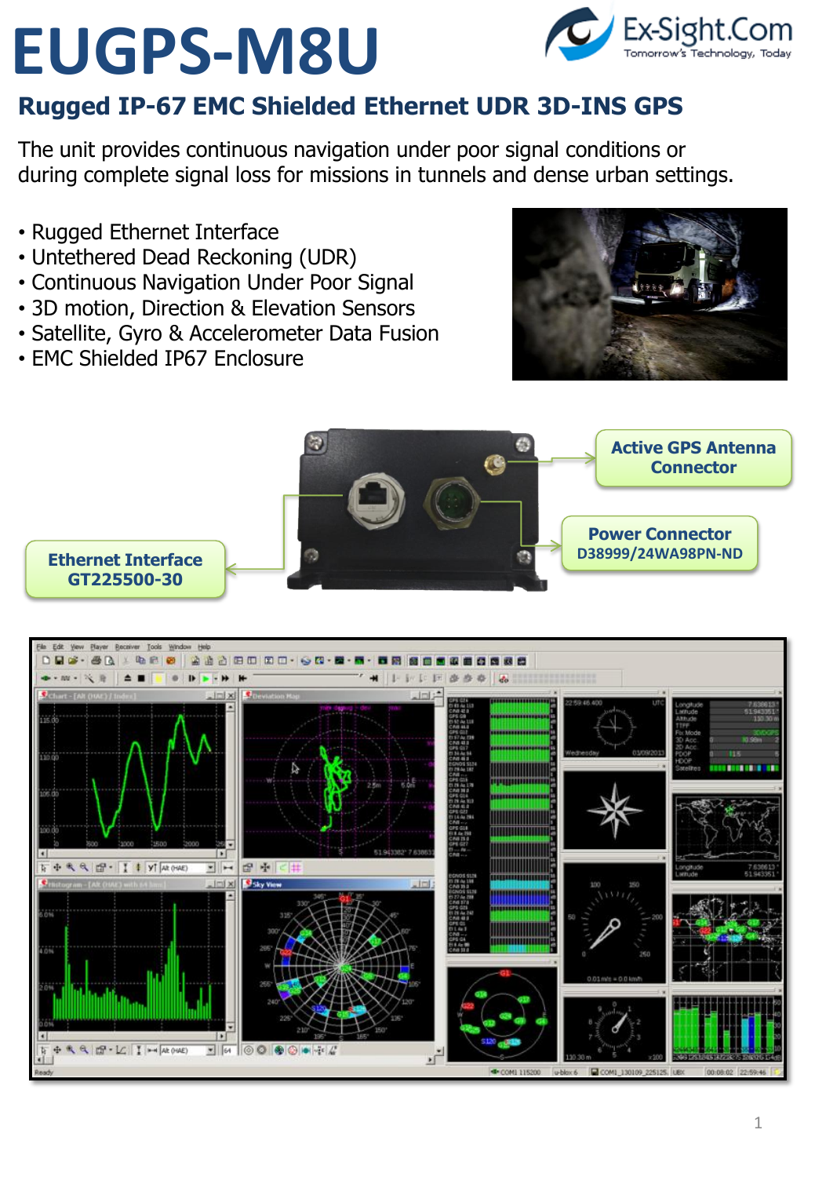# EUGPS-M8U

Ex-Sight.Com
Tomorrow's Technology, Today

## Rugged IP-67 EMC Shielded Ethernet UDR 3D-INS GPS

The unit provides continuous navigation under poor signal conditions or during complete signal loss for missions in tunnels and dense urban settings.

- Rugged Ethernet Interface
- Untethered Dead Reckoning (UDR)
- Continuous Navigation Under Poor Signal
- 3D motion, Direction & Elevation Sensors
- Satellite, Gyro & Accelerometer Data Fusion
- EMC Shielded IP67 Enclosure

**Active GPS Antenna Connector**

**Power Connector**
**D38999/24WA98PN-ND**

**Ethernet Interface**
**GT225500-30**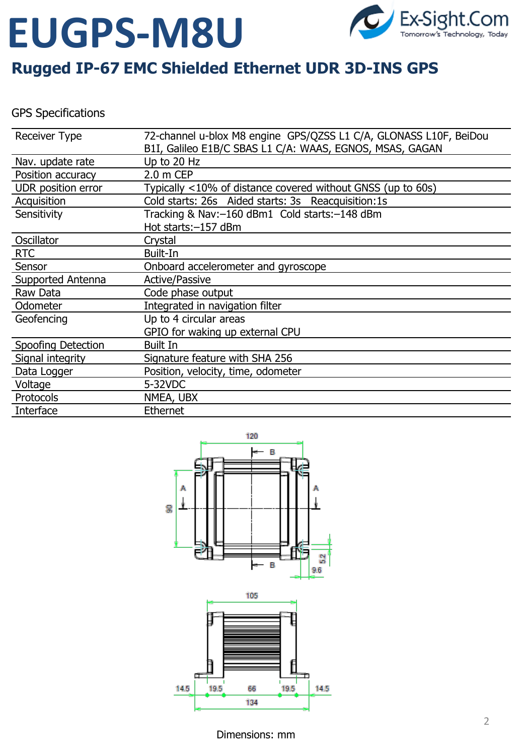# EUGPS-M8U

## Rugged IP-67 EMC Shielded Ethernet UDR 3D-INS GPS

GPS Specifications

| | |
|---|---|
| Receiver Type | 72-channel u-blox M8 engine GPS/QZSS L1 C/A, GLONASS L10F, BeiDou B1I, Galileo E1B/C SBAS L1 C/A: WAAS, EGNOS, MSAS, GAGAN |
| Nav. update rate | Up to 20 Hz |
| Position accuracy | 2.0 m CEP |
| UDR position error | Typically <10% of distance covered without GNSS (up to 60s) |
| Acquisition | Cold starts: 26s Aided starts: 3s Reacquisition:1s |
| Sensitivity | Tracking & Nav:–160 dBm1 Cold starts:–148 dBm<br>Hot starts:–157 dBm |
| Oscillator | Crystal |
| RTC | Built-In |
| Sensor | Onboard accelerometer and gyroscope |
| Supported Antenna | Active/Passive |
| Raw Data | Code phase output |
| Odometer | Integrated in navigation filter |
| Geofencing | Up to 4 circular areas<br>GPIO for waking up external CPU |
| Spoofing Detection | Built In |
| Signal integrity | Signature feature with SHA 256 |
| Data Logger | Position, velocity, time, odometer |
| Voltage | 5-32VDC |
| Protocols | NMEA, UBX |
| Interface | Ethernet |

120

B

A

A

90

B

5.2

9.6

105

14.5

19.5

66

19.5

14.5

134

Dimensions: mm